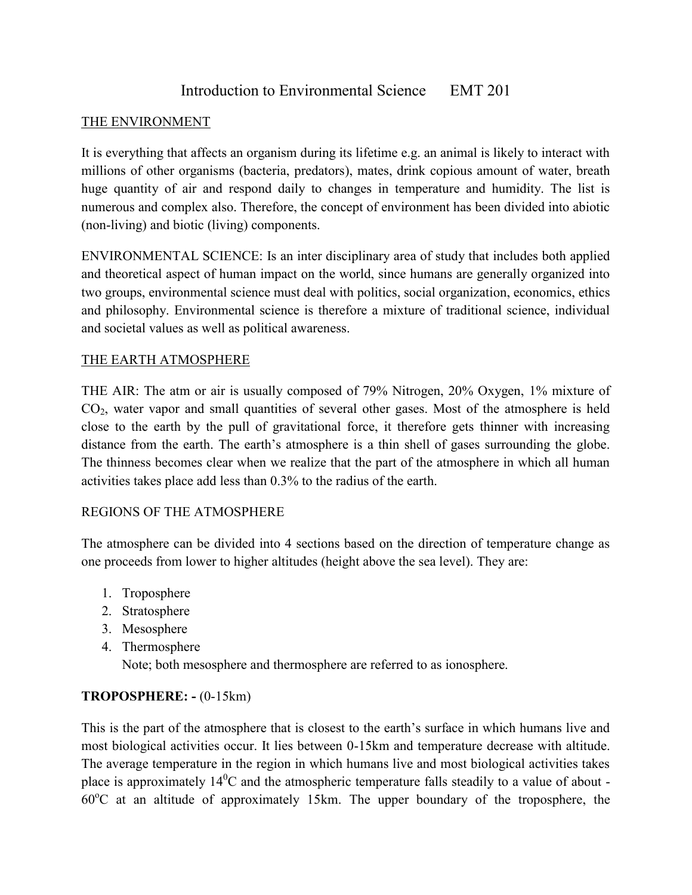# Introduction to Environmental Science EMT 201

## THE ENVIRONMENT

It is everything that affects an organism during its lifetime e.g. an animal is likely to interact with millions of other organisms (bacteria, predators), mates, drink copious amount of water, breath huge quantity of air and respond daily to changes in temperature and humidity. The list is numerous and complex also. Therefore, the concept of environment has been divided into abiotic (non-living) and biotic (living) components.

ENVIRONMENTAL SCIENCE: Is an inter disciplinary area of study that includes both applied and theoretical aspect of human impact on the world, since humans are generally organized into two groups, environmental science must deal with politics, social organization, economics, ethics and philosophy. Environmental science is therefore a mixture of traditional science, individual and societal values as well as political awareness.

## THE EARTH ATMOSPHERE

THE AIR: The atm or air is usually composed of 79% Nitrogen, 20% Oxygen, 1% mixture of $CO_2$, water vapor and small quantities of several other gases. Most of the atmosphere is held close to the earth by the pull of gravitational force, it therefore gets thinner with increasing distance from the earth. The earth's atmosphere is a thin shell of gases surrounding the globe. The thinness becomes clear when we realize that the part of the atmosphere in which all human activities takes place add less than 0.3% to the radius of the earth.

### REGIONS OF THE ATMOSPHERE

The atmosphere can be divided into 4 sections based on the direction of temperature change as one proceeds from lower to higher altitudes (height above the sea level). They are:

1. Troposphere
2. Stratosphere
3. Mesosphere
4. Thermosphere

   Note; both mesosphere and thermosphere are referred to as ionosphere.

**TROPOSPHERE: -** (0-15km)

This is the part of the atmosphere that is closest to the earth's surface in which humans live and most biological activities occur. It lies between 0-15km and temperature decrease with altitude. The average temperature in the region in which humans live and most biological activities takes place is approximately $14^0C$ and the atmospheric temperature falls steadily to a value of about $-60^oC$ at an altitude of approximately 15km. The upper boundary of the troposphere, the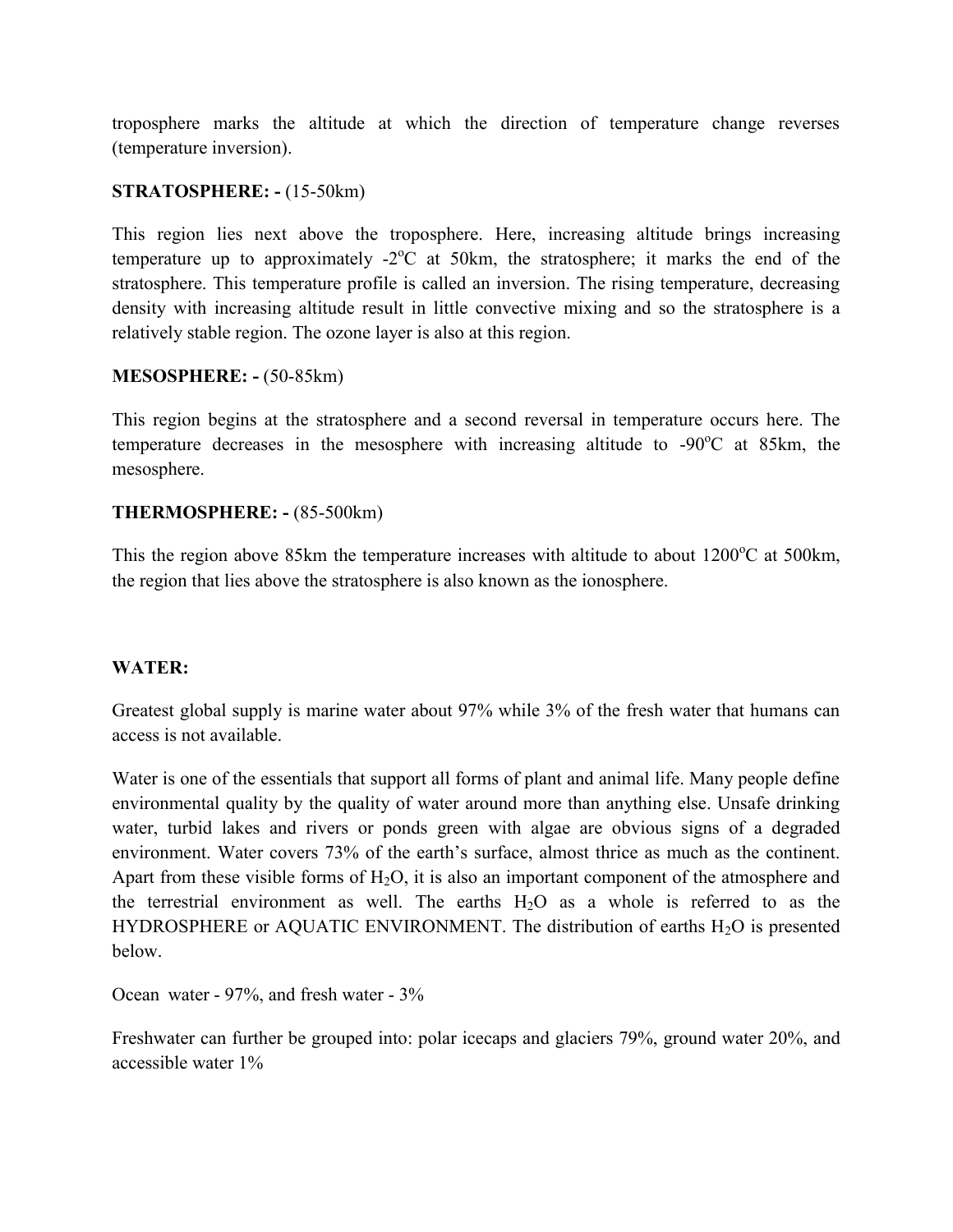troposphere marks the altitude at which the direction of temperature change reverses (temperature inversion).

**STRATOSPHERE: -** (15-50km)

This region lies next above the troposphere. Here, increasing altitude brings increasing temperature up to approximately -2$^{o}$C at 50km, the stratosphere; it marks the end of the stratosphere. This temperature profile is called an inversion. The rising temperature, decreasing density with increasing altitude result in little convective mixing and so the stratosphere is a relatively stable region. The ozone layer is also at this region.

**MESOSPHERE: -** (50-85km)

This region begins at the stratosphere and a second reversal in temperature occurs here. The temperature decreases in the mesosphere with increasing altitude to -90$^{o}$C at 85km, the mesosphere.

**THERMOSPHERE: -** (85-500km)

This the region above 85km the temperature increases with altitude to about 1200$^{o}$C at 500km, the region that lies above the stratosphere is also known as the ionosphere.

**WATER:**

Greatest global supply is marine water about 97% while 3% of the fresh water that humans can access is not available.

Water is one of the essentials that support all forms of plant and animal life. Many people define environmental quality by the quality of water around more than anything else. Unsafe drinking water, turbid lakes and rivers or ponds green with algae are obvious signs of a degraded environment. Water covers 73% of the earth's surface, almost thrice as much as the continent. Apart from these visible forms of $H_2O$, it is also an important component of the atmosphere and the terrestrial environment as well. The earths $H_2O$ as a whole is referred to as the HYDROSPHERE or AQUATIC ENVIRONMENT. The distribution of earths $H_2O$ is presented below.

Ocean water - 97%, and fresh water - 3%

Freshwater can further be grouped into: polar icecaps and glaciers 79%, ground water 20%, and accessible water 1%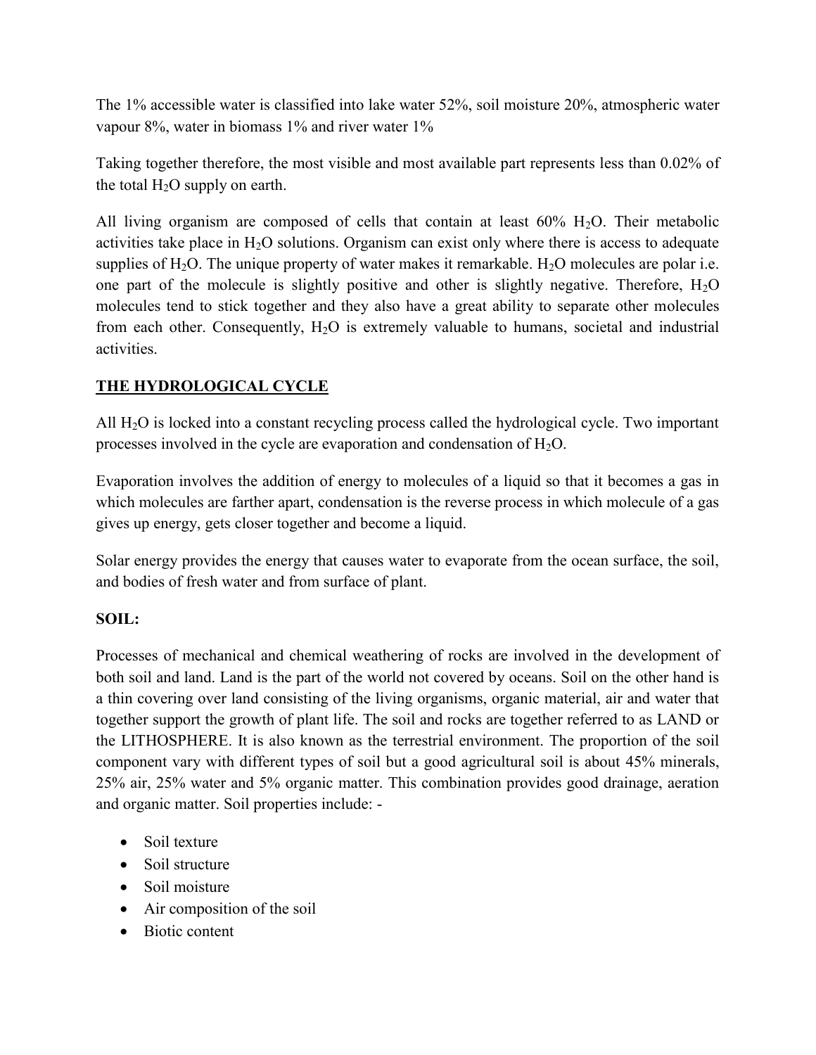The 1% accessible water is classified into lake water 52%, soil moisture 20%, atmospheric water vapour 8%, water in biomass 1% and river water 1%

Taking together therefore, the most visible and most available part represents less than 0.02% of the total $H_2O$ supply on earth.

All living organism are composed of cells that contain at least 60% $H_2O$. Their metabolic activities take place in $H_2O$ solutions. Organism can exist only where there is access to adequate supplies of $H_2O$. The unique property of water makes it remarkable. $H_2O$ molecules are polar i.e. one part of the molecule is slightly positive and other is slightly negative. Therefore, $H_2O$ molecules tend to stick together and they also have a great ability to separate other molecules from each other. Consequently, $H_2O$ is extremely valuable to humans, societal and industrial activities.

## <u>THE HYDROLOGICAL CYCLE</u>

All $H_2O$ is locked into a constant recycling process called the hydrological cycle. Two important processes involved in the cycle are evaporation and condensation of $H_2O$.

Evaporation involves the addition of energy to molecules of a liquid so that it becomes a gas in which molecules are farther apart, condensation is the reverse process in which molecule of a gas gives up energy, gets closer together and become a liquid.

Solar energy provides the energy that causes water to evaporate from the ocean surface, the soil, and bodies of fresh water and from surface of plant.

## SOIL:

Processes of mechanical and chemical weathering of rocks are involved in the development of both soil and land. Land is the part of the world not covered by oceans. Soil on the other hand is a thin covering over land consisting of the living organisms, organic material, air and water that together support the growth of plant life. The soil and rocks are together referred to as LAND or the LITHOSPHERE. It is also known as the terrestrial environment. The proportion of the soil component vary with different types of soil but a good agricultural soil is about 45% minerals, 25% air, 25% water and 5% organic matter. This combination provides good drainage, aeration and organic matter. Soil properties include: -

- Soil texture
- Soil structure
- Soil moisture
- Air composition of the soil
- Biotic content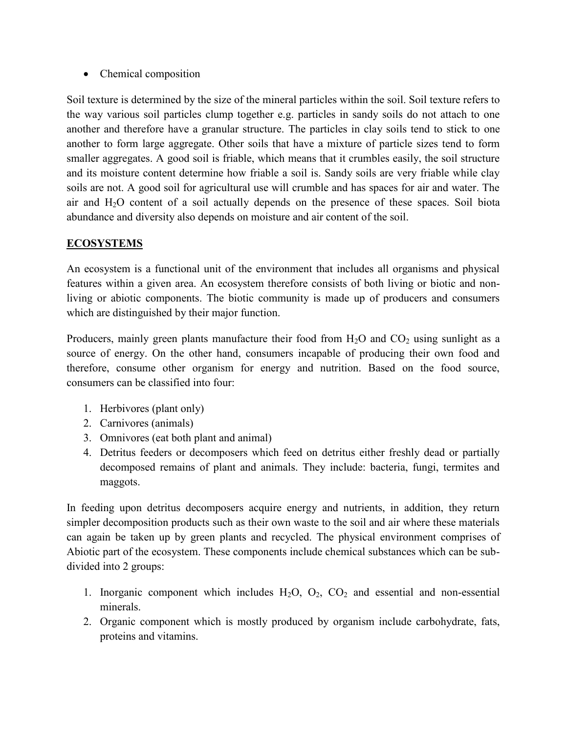- Chemical composition

Soil texture is determined by the size of the mineral particles within the soil. Soil texture refers to the way various soil particles clump together e.g. particles in sandy soils do not attach to one another and therefore have a granular structure. The particles in clay soils tend to stick to one another to form large aggregate. Other soils that have a mixture of particle sizes tend to form smaller aggregates. A good soil is friable, which means that it crumbles easily, the soil structure and its moisture content determine how friable a soil is. Sandy soils are very friable while clay soils are not. A good soil for agricultural use will crumble and has spaces for air and water. The air and $H_2O$ content of a soil actually depends on the presence of these spaces. Soil biota abundance and diversity also depends on moisture and air content of the soil.

## ECOSYSTEMS

An ecosystem is a functional unit of the environment that includes all organisms and physical features within a given area. An ecosystem therefore consists of both living or biotic and non-living or abiotic components. The biotic community is made up of producers and consumers which are distinguished by their major function.

Producers, mainly green plants manufacture their food from $H_2O$ and $CO_2$ using sunlight as a source of energy. On the other hand, consumers incapable of producing their own food and therefore, consume other organism for energy and nutrition. Based on the food source, consumers can be classified into four:

1. Herbivores (plant only)
2. Carnivores (animals)
3. Omnivores (eat both plant and animal)
4. Detritus feeders or decomposers which feed on detritus either freshly dead or partially decomposed remains of plant and animals. They include: bacteria, fungi, termites and maggots.

In feeding upon detritus decomposers acquire energy and nutrients, in addition, they return simpler decomposition products such as their own waste to the soil and air where these materials can again be taken up by green plants and recycled. The physical environment comprises of Abiotic part of the ecosystem. These components include chemical substances which can be sub-divided into 2 groups:

1. Inorganic component which includes $H_2O$, $O_2$, $CO_2$ and essential and non-essential minerals.
2. Organic component which is mostly produced by organism include carbohydrate, fats, proteins and vitamins.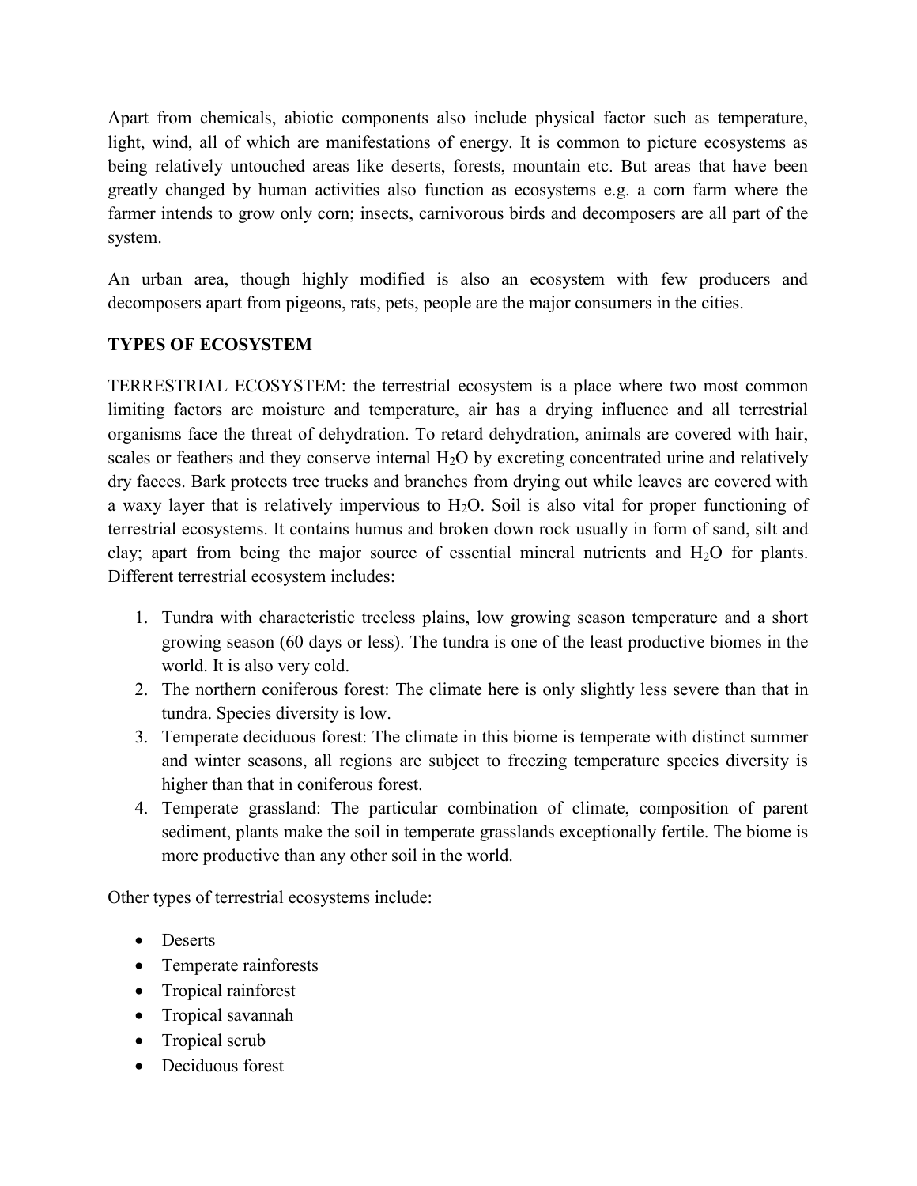Apart from chemicals, abiotic components also include physical factor such as temperature, light, wind, all of which are manifestations of energy. It is common to picture ecosystems as being relatively untouched areas like deserts, forests, mountain etc. But areas that have been greatly changed by human activities also function as ecosystems e.g. a corn farm where the farmer intends to grow only corn; insects, carnivorous birds and decomposers are all part of the system.

An urban area, though highly modified is also an ecosystem with few producers and decomposers apart from pigeons, rats, pets, people are the major consumers in the cities.

**TYPES OF ECOSYSTEM**

TERRESTRIAL ECOSYSTEM: the terrestrial ecosystem is a place where two most common limiting factors are moisture and temperature, air has a drying influence and all terrestrial organisms face the threat of dehydration. To retard dehydration, animals are covered with hair, scales or feathers and they conserve internal $H_2O$ by excreting concentrated urine and relatively dry faeces. Bark protects tree trucks and branches from drying out while leaves are covered with a waxy layer that is relatively impervious to $H_2O$. Soil is also vital for proper functioning of terrestrial ecosystems. It contains humus and broken down rock usually in form of sand, silt and clay; apart from being the major source of essential mineral nutrients and $H_2O$ for plants. Different terrestrial ecosystem includes:

1. Tundra with characteristic treeless plains, low growing season temperature and a short growing season (60 days or less). The tundra is one of the least productive biomes in the world. It is also very cold.
2. The northern coniferous forest: The climate here is only slightly less severe than that in tundra. Species diversity is low.
3. Temperate deciduous forest: The climate in this biome is temperate with distinct summer and winter seasons, all regions are subject to freezing temperature species diversity is higher than that in coniferous forest.
4. Temperate grassland: The particular combination of climate, composition of parent sediment, plants make the soil in temperate grasslands exceptionally fertile. The biome is more productive than any other soil in the world.

Other types of terrestrial ecosystems include:

- Deserts
- Temperate rainforests
- Tropical rainforest
- Tropical savannah
- Tropical scrub
- Deciduous forest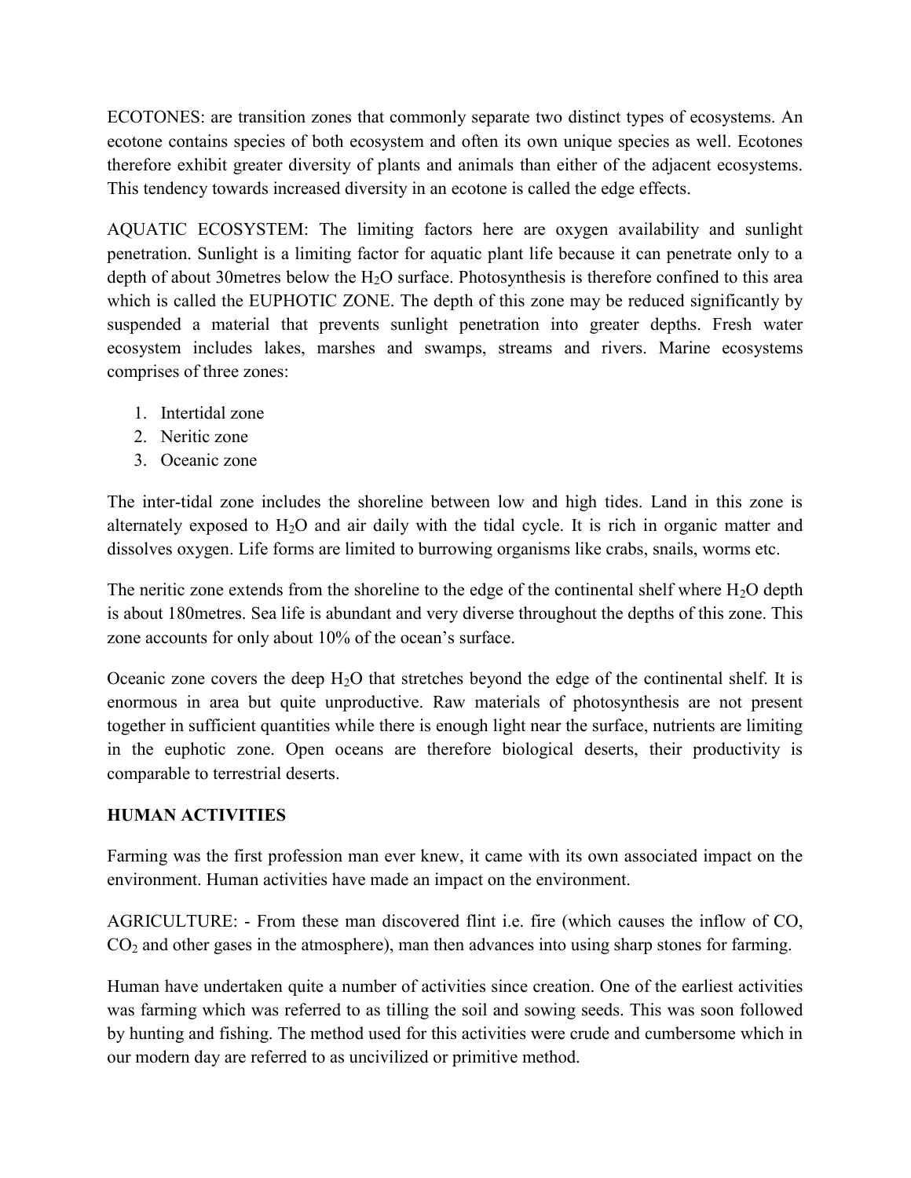ECOTONES: are transition zones that commonly separate two distinct types of ecosystems. An ecotone contains species of both ecosystem and often its own unique species as well. Ecotones therefore exhibit greater diversity of plants and animals than either of the adjacent ecosystems. This tendency towards increased diversity in an ecotone is called the edge effects.

AQUATIC ECOSYSTEM: The limiting factors here are oxygen availability and sunlight penetration. Sunlight is a limiting factor for aquatic plant life because it can penetrate only to a depth of about 30metres below the $H_2O$ surface. Photosynthesis is therefore confined to this area which is called the EUPHOTIC ZONE. The depth of this zone may be reduced significantly by suspended a material that prevents sunlight penetration into greater depths. Fresh water ecosystem includes lakes, marshes and swamps, streams and rivers. Marine ecosystems comprises of three zones:

1. Intertidal zone
2. Neritic zone
3. Oceanic zone

The inter-tidal zone includes the shoreline between low and high tides. Land in this zone is alternately exposed to $H_2O$ and air daily with the tidal cycle. It is rich in organic matter and dissolves oxygen. Life forms are limited to burrowing organisms like crabs, snails, worms etc.

The neritic zone extends from the shoreline to the edge of the continental shelf where $H_2O$ depth is about 180metres. Sea life is abundant and very diverse throughout the depths of this zone. This zone accounts for only about 10% of the ocean's surface.

Oceanic zone covers the deep $H_2O$ that stretches beyond the edge of the continental shelf. It is enormous in area but quite unproductive. Raw materials of photosynthesis are not present together in sufficient quantities while there is enough light near the surface, nutrients are limiting in the euphotic zone. Open oceans are therefore biological deserts, their productivity is comparable to terrestrial deserts.

**HUMAN ACTIVITIES**

Farming was the first profession man ever knew, it came with its own associated impact on the environment. Human activities have made an impact on the environment.

AGRICULTURE: - From these man discovered flint i.e. fire (which causes the inflow of CO, $CO_2$ and other gases in the atmosphere), man then advances into using sharp stones for farming.

Human have undertaken quite a number of activities since creation. One of the earliest activities was farming which was referred to as tilling the soil and sowing seeds. This was soon followed by hunting and fishing. The method used for this activities were crude and cumbersome which in our modern day are referred to as uncivilized or primitive method.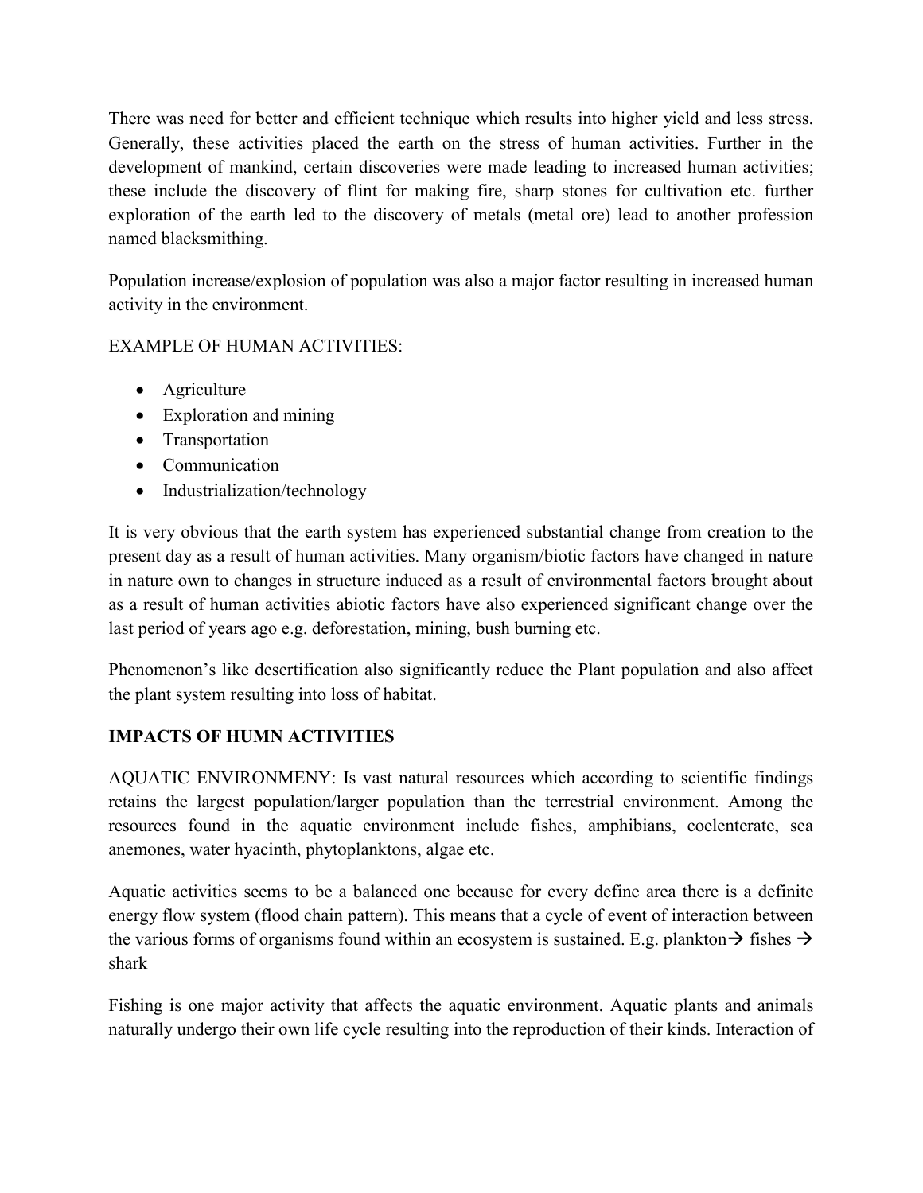There was need for better and efficient technique which results into higher yield and less stress. Generally, these activities placed the earth on the stress of human activities. Further in the development of mankind, certain discoveries were made leading to increased human activities; these include the discovery of flint for making fire, sharp stones for cultivation etc. further exploration of the earth led to the discovery of metals (metal ore) lead to another profession named blacksmithing.

Population increase/explosion of population was also a major factor resulting in increased human activity in the environment.

EXAMPLE OF HUMAN ACTIVITIES:

- Agriculture
- Exploration and mining
- Transportation
- Communication
- Industrialization/technology

It is very obvious that the earth system has experienced substantial change from creation to the present day as a result of human activities. Many organism/biotic factors have changed in nature in nature own to changes in structure induced as a result of environmental factors brought about as a result of human activities abiotic factors have also experienced significant change over the last period of years ago e.g. deforestation, mining, bush burning etc.

Phenomenon's like desertification also significantly reduce the Plant population and also affect the plant system resulting into loss of habitat.

**IMPACTS OF HUMN ACTIVITIES**

AQUATIC ENVIRONMENY: Is vast natural resources which according to scientific findings retains the largest population/larger population than the terrestrial environment. Among the resources found in the aquatic environment include fishes, amphibians, coelenterate, sea anemones, water hyacinth, phytoplanktons, algae etc.

Aquatic activities seems to be a balanced one because for every define area there is a definite energy flow system (flood chain pattern). This means that a cycle of event of interaction between the various forms of organisms found within an ecosystem is sustained. E.g. plankton→ fishes → shark

Fishing is one major activity that affects the aquatic environment. Aquatic plants and animals naturally undergo their own life cycle resulting into the reproduction of their kinds. Interaction of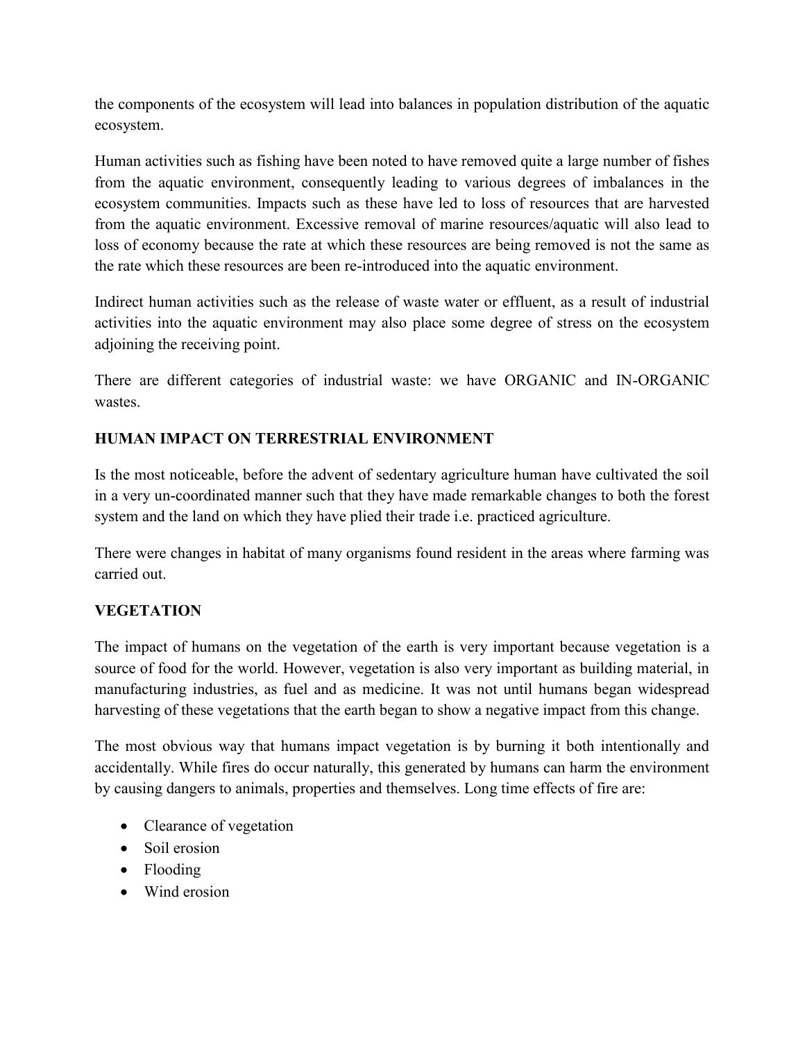the components of the ecosystem will lead into balances in population distribution of the aquatic ecosystem.

Human activities such as fishing have been noted to have removed quite a large number of fishes from the aquatic environment, consequently leading to various degrees of imbalances in the ecosystem communities. Impacts such as these have led to loss of resources that are harvested from the aquatic environment. Excessive removal of marine resources/aquatic will also lead to loss of economy because the rate at which these resources are being removed is not the same as the rate which these resources are been re-introduced into the aquatic environment.

Indirect human activities such as the release of waste water or effluent, as a result of industrial activities into the aquatic environment may also place some degree of stress on the ecosystem adjoining the receiving point.

There are different categories of industrial waste: we have ORGANIC and IN-ORGANIC wastes.

**HUMAN IMPACT ON TERRESTRIAL ENVIRONMENT**

Is the most noticeable, before the advent of sedentary agriculture human have cultivated the soil in a very un-coordinated manner such that they have made remarkable changes to both the forest system and the land on which they have plied their trade i.e. practiced agriculture.

There were changes in habitat of many organisms found resident in the areas where farming was carried out.

**VEGETATION**

The impact of humans on the vegetation of the earth is very important because vegetation is a source of food for the world. However, vegetation is also very important as building material, in manufacturing industries, as fuel and as medicine. It was not until humans began widespread harvesting of these vegetations that the earth began to show a negative impact from this change.

The most obvious way that humans impact vegetation is by burning it both intentionally and accidentally. While fires do occur naturally, this generated by humans can harm the environment by causing dangers to animals, properties and themselves. Long time effects of fire are:

- Clearance of vegetation
- Soil erosion
- Flooding
- Wind erosion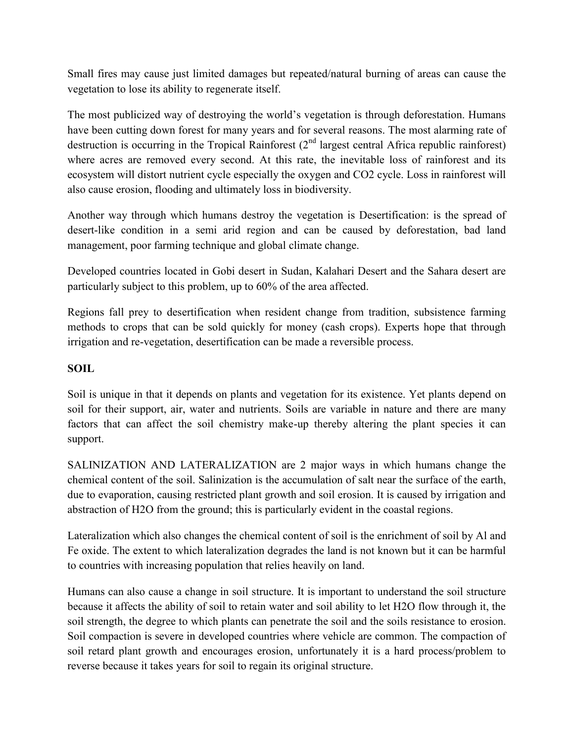Small fires may cause just limited damages but repeated/natural burning of areas can cause the vegetation to lose its ability to regenerate itself.

The most publicized way of destroying the world's vegetation is through deforestation. Humans have been cutting down forest for many years and for several reasons. The most alarming rate of destruction is occurring in the Tropical Rainforest (2nd largest central Africa republic rainforest) where acres are removed every second. At this rate, the inevitable loss of rainforest and its ecosystem will distort nutrient cycle especially the oxygen and CO2 cycle. Loss in rainforest will also cause erosion, flooding and ultimately loss in biodiversity.

Another way through which humans destroy the vegetation is Desertification: is the spread of desert-like condition in a semi arid region and can be caused by deforestation, bad land management, poor farming technique and global climate change.

Developed countries located in Gobi desert in Sudan, Kalahari Desert and the Sahara desert are particularly subject to this problem, up to 60% of the area affected.

Regions fall prey to desertification when resident change from tradition, subsistence farming methods to crops that can be sold quickly for money (cash crops). Experts hope that through irrigation and re-vegetation, desertification can be made a reversible process.

**SOIL**

Soil is unique in that it depends on plants and vegetation for its existence. Yet plants depend on soil for their support, air, water and nutrients. Soils are variable in nature and there are many factors that can affect the soil chemistry make-up thereby altering the plant species it can support.

SALINIZATION AND LATERALIZATION are 2 major ways in which humans change the chemical content of the soil. Salinization is the accumulation of salt near the surface of the earth, due to evaporation, causing restricted plant growth and soil erosion. It is caused by irrigation and abstraction of H2O from the ground; this is particularly evident in the coastal regions.

Lateralization which also changes the chemical content of soil is the enrichment of soil by Al and Fe oxide. The extent to which lateralization degrades the land is not known but it can be harmful to countries with increasing population that relies heavily on land.

Humans can also cause a change in soil structure. It is important to understand the soil structure because it affects the ability of soil to retain water and soil ability to let H2O flow through it, the soil strength, the degree to which plants can penetrate the soil and the soils resistance to erosion. Soil compaction is severe in developed countries where vehicle are common. The compaction of soil retard plant growth and encourages erosion, unfortunately it is a hard process/problem to reverse because it takes years for soil to regain its original structure.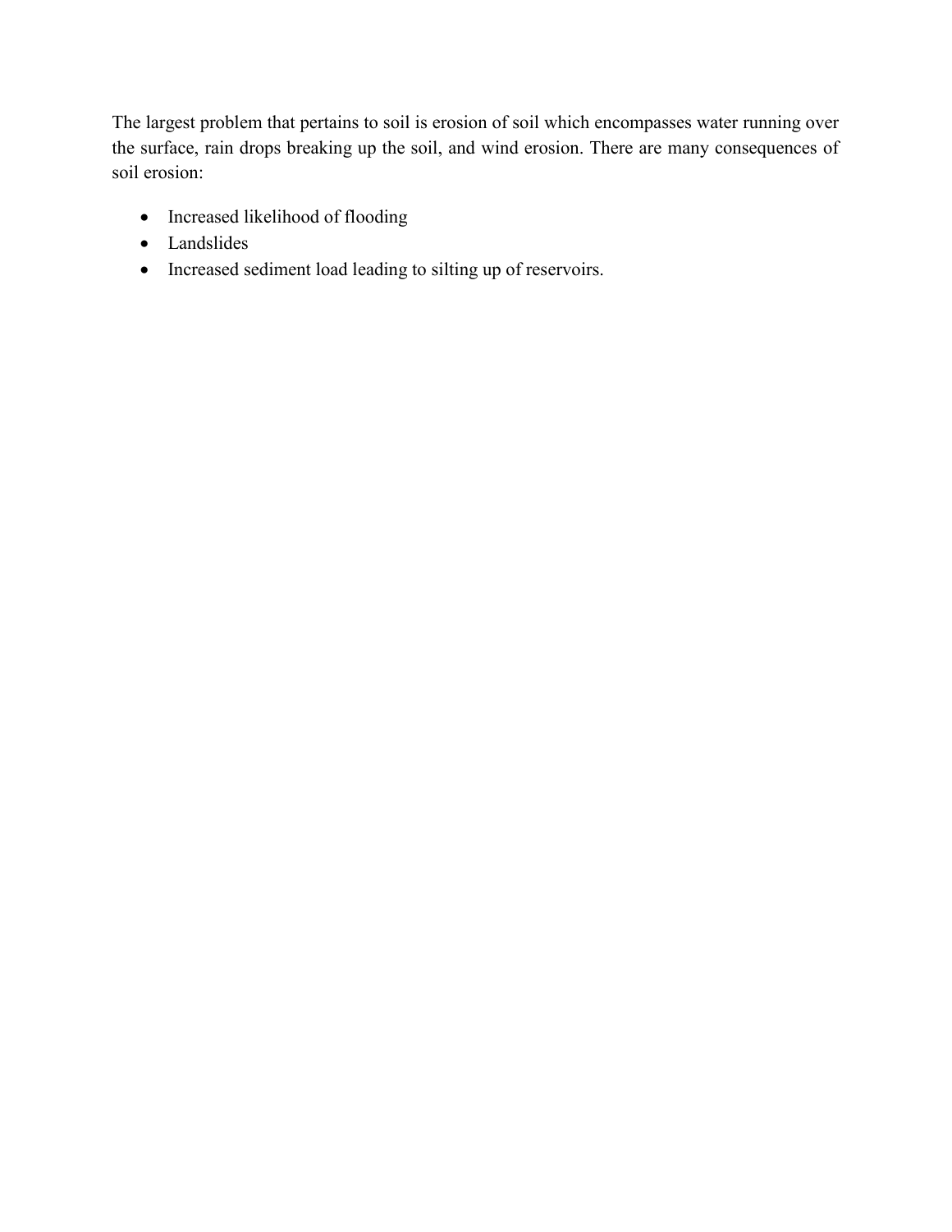The largest problem that pertains to soil is erosion of soil which encompasses water running over the surface, rain drops breaking up the soil, and wind erosion. There are many consequences of soil erosion:

- Increased likelihood of flooding
- Landslides
- Increased sediment load leading to silting up of reservoirs.